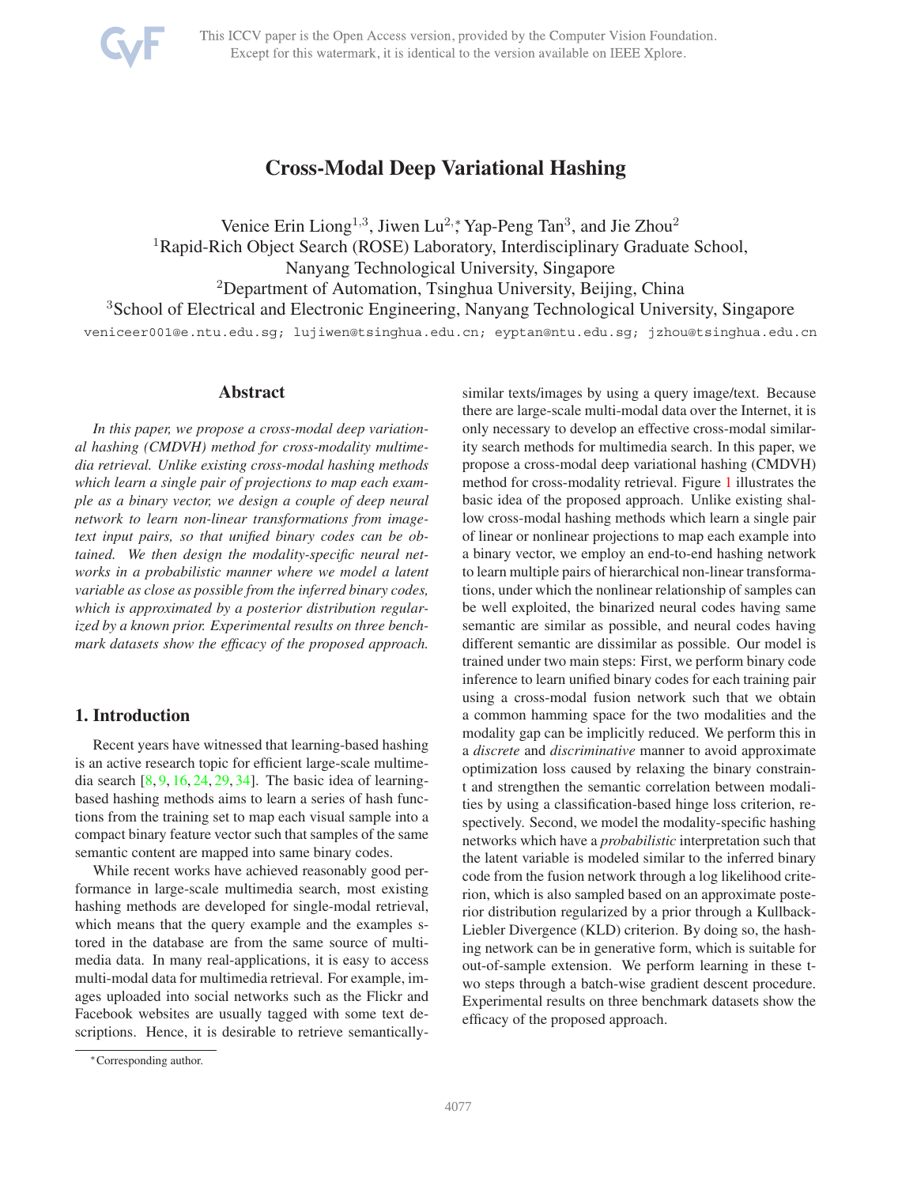# Cross-Modal Deep Variational Hashing

Venice Erin Liong[1,3], Jiwen Lu[2,*], Yap-Peng Tan[3], and Jie Zhou[2]

[1]Rapid-Rich Object Search (ROSE) Laboratory, Interdisciplinary Graduate School, Nanyang Technological University, Singapore

[2]Department of Automation, Tsinghua University, Beijing, China

[3]School of Electrical and Electronic Engineering, Nanyang Technological University, Singapore

veniceer001@e.ntu.edu.sg; lujiwen@tsinghua.edu.cn; eyptan@ntu.edu.sg; jzhou@tsinghua.edu.cn

## Abstract

*In this paper, we propose a cross-modal deep variational hashing (CMDVH) method for cross-modality multimedia retrieval. Unlike existing cross-modal hashing methods which learn a single pair of projections to map each example as a binary vector, we design a couple of deep neural network to learn non-linear transformations from image-text input pairs, so that unified binary codes can be obtained. We then design the modality-specific neural networks in a probabilistic manner where we model a latent variable as close as possible from the inferred binary codes, which is approximated by a posterior distribution regularized by a known prior. Experimental results on three benchmark datasets show the efficacy of the proposed approach.*

## 1. Introduction

Recent years have witnessed that learning-based hashing is an active research topic for efficient large-scale multimedia search [8, 9, 16, 24, 29, 34]. The basic idea of learning-based hashing methods aims to learn a series of hash functions from the training set to map each visual sample into a compact binary feature vector such that samples of the same semantic content are mapped into same binary codes.

While recent works have achieved reasonably good performance in large-scale multimedia search, most existing hashing methods are developed for single-modal retrieval, which means that the query example and the examples stored in the database are from the same source of multimedia data. In many real-applications, it is easy to access multi-modal data for multimedia retrieval. For example, images uploaded into social networks such as the Flickr and Facebook websites are usually tagged with some text descriptions. Hence, it is desirable to retrieve semantically-similar texts/images by using a query image/text. Because there are large-scale multi-modal data over the Internet, it is only necessary to develop an effective cross-modal similarity search methods for multimedia search. In this paper, we propose a cross-modal deep variational hashing (CMDVH) method for cross-modality retrieval. Figure 1 illustrates the basic idea of the proposed approach. Unlike existing shallow cross-modal hashing methods which learn a single pair of linear or nonlinear projections to map each example into a binary vector, we employ an end-to-end hashing network to learn multiple pairs of hierarchical non-linear transformations, under which the nonlinear relationship of samples can be well exploited, the binarized neural codes having same semantic are similar as possible, and neural codes having different semantic are dissimilar as possible. Our model is trained under two main steps: First, we perform binary code inference to learn unified binary codes for each training pair using a cross-modal fusion network such that we obtain a common hamming space for the two modalities and the modality gap can be implicitly reduced. We perform this in a *discrete* and *discriminative* manner to avoid approximate optimization loss caused by relaxing the binary constraint and strengthen the semantic correlation between modalities by using a classification-based hinge loss criterion, respectively. Second, we model the modality-specific hashing networks which have a *probabilistic* interpretation such that the latent variable is modeled similar to the inferred binary code from the fusion network through a log likelihood criterion, which is also sampled based on an approximate posterior distribution regularized by a prior through a Kullback-Liebler Divergence (KLD) criterion. By doing so, the hashing network can be in generative form, which is suitable for out-of-sample extension. We perform learning in these two steps through a batch-wise gradient descent procedure. Experimental results on three benchmark datasets show the efficacy of the proposed approach.

[*]Corresponding author.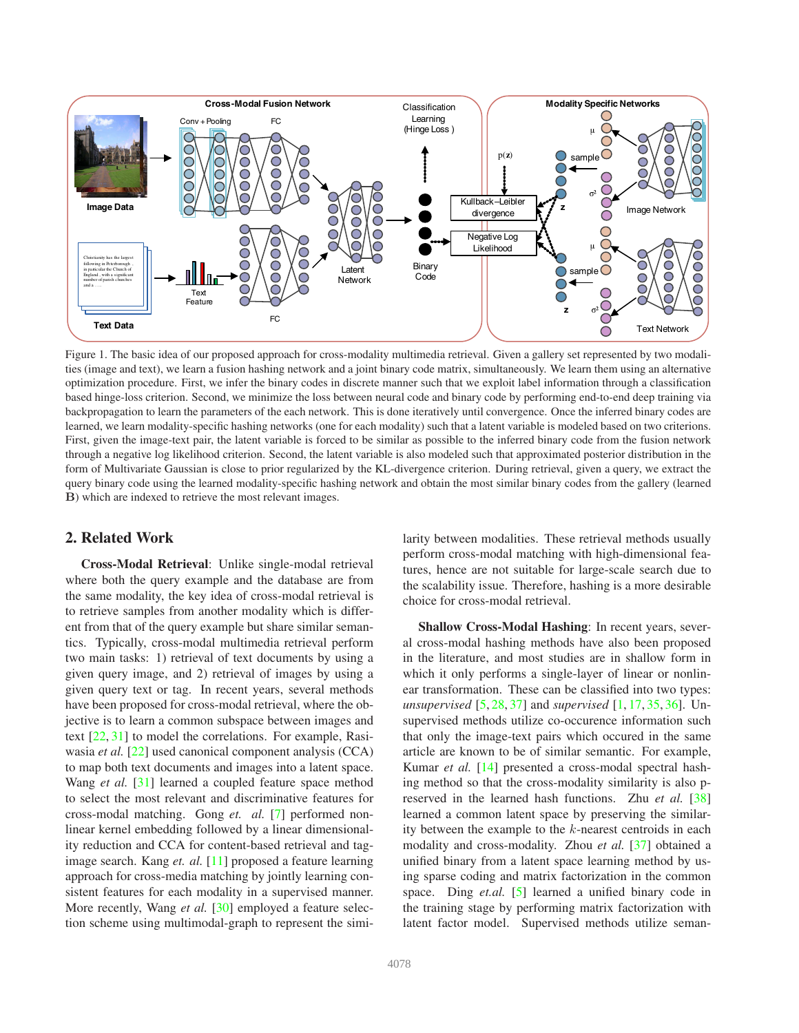Figure 1. The basic idea of our proposed approach for cross-modality multimedia retrieval. Given a gallery set represented by two modalities (image and text), we learn a fusion hashing network and a joint binary code matrix, simultaneously. We learn them using an alternative optimization procedure. First, we infer the binary codes in discrete manner such that we exploit label information through a classification based hinge-loss criterion. Second, we minimize the loss between neural code and binary code by performing end-to-end deep training via backpropagation to learn the parameters of the each network. This is done iteratively until convergence. Once the inferred binary codes are learned, we learn modality-specific hashing networks (one for each modality) such that a latent variable is modeled based on two criterions. First, given the image-text pair, the latent variable is forced to be similar as possible to the inferred binary code from the fusion network through a negative log likelihood criterion. Second, the latent variable is also modeled such that approximated posterior distribution in the form of Multivariate Gaussian is close to prior regularized by the KL-divergence criterion. During retrieval, given a query, we extract the query binary code using the learned modality-specific hashing network and obtain the most similar binary codes from the gallery (learned $\mathbf{B}$) which are indexed to retrieve the most relevant images.

## 2. Related Work

**Cross-Modal Retrieval**: Unlike single-modal retrieval where both the query example and the database are from the same modality, the key idea of cross-modal retrieval is to retrieve samples from another modality which is different from that of the query example but share similar semantics. Typically, cross-modal multimedia retrieval perform two main tasks: 1) retrieval of text documents by using a given query image, and 2) retrieval of images by using a given query text or tag. In recent years, several methods have been proposed for cross-modal retrieval, where the objective is to learn a common subspace between images and text [22, 31] to model the correlations. For example, Rasiwasia *et al.* [22] used canonical component analysis (CCA) to map both text documents and images into a latent space. Wang *et al.* [31] learned a coupled feature space method to select the most relevant and discriminative features for cross-modal matching. Gong *et. al.* [7] performed nonlinear kernel embedding followed by a linear dimensionality reduction and CCA for content-based retrieval and tag-image search. Kang *et. al.* [11] proposed a feature learning approach for cross-media matching by jointly learning consistent features for each modality in a supervised manner. More recently, Wang *et al.* [30] employed a feature selection scheme using multimodal-graph to represent the similarity between modalities. These retrieval methods usually perform cross-modal matching with high-dimensional features, hence are not suitable for large-scale search due to the scalability issue. Therefore, hashing is a more desirable choice for cross-modal retrieval.

**Shallow Cross-Modal Hashing**: In recent years, several cross-modal hashing methods have also been proposed in the literature, and most studies are in shallow form in which it only performs a single-layer of linear or nonlinear transformation. These can be classified into two types: *unsupervised* [5, 28, 37] and *supervised* [1, 17, 35, 36]. Unsupervised methods utilize co-occurence information such that only the image-text pairs which occured in the same article are known to be of similar semantic. For example, Kumar *et al.* [14] presented a cross-modal spectral hashing method so that the cross-modality similarity is also preserved in the learned hash functions. Zhu *et al.* [38] learned a common latent space by preserving the similarity between the example to the $k$-nearest centroids in each modality and cross-modality. Zhou *et al.* [37] obtained a unified binary from a latent space learning method by using sparse coding and matrix factorization in the common space. Ding *et.al.* [5] learned a unified binary code in the training stage by performing matrix factorization with latent factor model. Supervised methods utilize seman-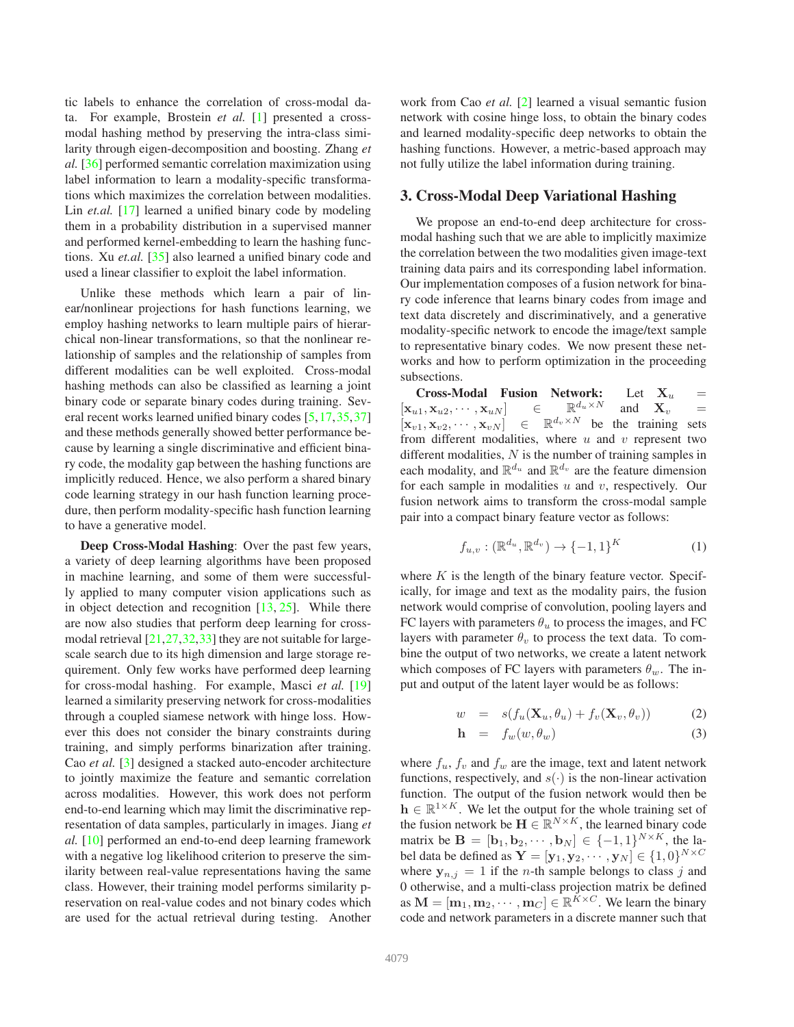tic labels to enhance the correlation of cross-modal data. For example, Brostein *et al.* [1] presented a cross-modal hashing method by preserving the intra-class similarity through eigen-decomposition and boosting. Zhang *et al.* [36] performed semantic correlation maximization using label information to learn a modality-specific transformations which maximizes the correlation between modalities. Lin *et.al.* [17] learned a unified binary code by modeling them in a probability distribution in a supervised manner and performed kernel-embedding to learn the hashing functions. Xu *et.al.* [35] also learned a unified binary code and used a linear classifier to exploit the label information.

Unlike these methods which learn a pair of linear/nonlinear projections for hash functions learning, we employ hashing networks to learn multiple pairs of hierarchical non-linear transformations, so that the nonlinear relationship of samples and the relationship of samples from different modalities can be well exploited. Cross-modal hashing methods can also be classified as learning a joint binary code or separate binary codes during training. Several recent works learned unified binary codes [5,17,35,37] and these methods generally showed better performance because by learning a single discriminative and efficient binary code, the modality gap between the hashing functions are implicitly reduced. Hence, we also perform a shared binary code learning strategy in our hash function learning procedure, then perform modality-specific hash function learning to have a generative model.

**Deep Cross-Modal Hashing**: Over the past few years, a variety of deep learning algorithms have been proposed in machine learning, and some of them were successfully applied to many computer vision applications such as in object detection and recognition [13, 25]. While there are now also studies that perform deep learning for cross-modal retrieval [21,27,32,33] they are not suitable for large-scale search due to its high dimension and large storage requirement. Only few works have performed deep learning for cross-modal hashing. For example, Masci *et al.* [19] learned a similarity preserving network for cross-modalities through a coupled siamese network with hinge loss. However this does not consider the binary constraints during training, and simply performs binarization after training. Cao *et al.* [3] designed a stacked auto-encoder architecture to jointly maximize the feature and semantic correlation across modalities. However, this work does not perform end-to-end learning which may limit the discriminative representation of data samples, particularly in images. Jiang *et al.* [10] performed an end-to-end deep learning framework with a negative log likelihood criterion to preserve the similarity between real-value representations having the same class. However, their training model performs similarity preservation on real-value codes and not binary codes which are used for the actual retrieval during testing. Another work from Cao *et al.* [2] learned a visual semantic fusion network with cosine hinge loss, to obtain the binary codes and learned modality-specific deep networks to obtain the hashing functions. However, a metric-based approach may not fully utilize the label information during training.

## 3. Cross-Modal Deep Variational Hashing

We propose an end-to-end deep architecture for cross-modal hashing such that we are able to implicitly maximize the correlation between the two modalities given image-text training data pairs and its corresponding label information. Our implementation composes of a fusion network for binary code inference that learns binary codes from image and text data discretely and discriminatively, and a generative modality-specific network to encode the image/text sample to representative binary codes. We now present these networks and how to perform optimization in the proceeding subsections.

**Cross-Modal Fusion Network:** Let $\mathbf{X}_u = [\mathbf{x}_{u1}, \mathbf{x}_{u2}, \cdots, \mathbf{x}_{uN}] \in \mathbb{R}^{d_u \times N}$ and $\mathbf{X}_v = [\mathbf{x}_{v1}, \mathbf{x}_{v2}, \cdots, \mathbf{x}_{vN}] \in \mathbb{R}^{d_v \times N}$ be the training sets from different modalities, where $u$ and $v$ represent two different modalities, $N$ is the number of training samples in each modality, and $\mathbb{R}^{d_u}$ and $\mathbb{R}^{d_v}$ are the feature dimension for each sample in modalities $u$ and $v$, respectively. Our fusion network aims to transform the cross-modal sample pair into a compact binary feature vector as follows:

$$f_{u,v} : (\mathbb{R}^{d_u}, \mathbb{R}^{d_v}) \rightarrow \{-1, 1\}^K \tag{1}$$

where $K$ is the length of the binary feature vector. Specifically, for image and text as the modality pairs, the fusion network would comprise of convolution, pooling layers and FC layers with parameters $\theta_u$ to process the images, and FC layers with parameter $\theta_v$ to process the text data. To combine the output of two networks, we create a latent network which composes of FC layers with parameters $\theta_w$. The input and output of the latent layer would be as follows:

$$w = s(f_u(\mathbf{X}_u, \theta_u) + f_v(\mathbf{X}_v, \theta_v)) \tag{2}$$

$$\mathbf{h} = f_w(w, \theta_w) \tag{3}$$

where $f_u$, $f_v$ and $f_w$ are the image, text and latent network functions, respectively, and $s(\cdot)$ is the non-linear activation function. The output of the fusion network would then be $\mathbf{h} \in \mathbb{R}^{1 \times K}$. We let the output for the whole training set of the fusion network be $\mathbf{H} \in \mathbb{R}^{N \times K}$, the learned binary code matrix be $\mathbf{B} = [\mathbf{b}_1, \mathbf{b}_2, \cdots, \mathbf{b}_N] \in \{-1, 1\}^{N \times K}$, the label data be defined as $\mathbf{Y} = [\mathbf{y}_1, \mathbf{y}_2, \cdots, \mathbf{y}_N] \in \{1, 0\}^{N \times C}$ where $\mathbf{y}_{n,j} = 1$ if the $n$-th sample belongs to class $j$ and 0 otherwise, and a multi-class projection matrix be defined as $\mathbf{M} = [\mathbf{m}_1, \mathbf{m}_2, \cdots, \mathbf{m}_C] \in \mathbb{R}^{K \times C}$. We learn the binary code and network parameters in a discrete manner such that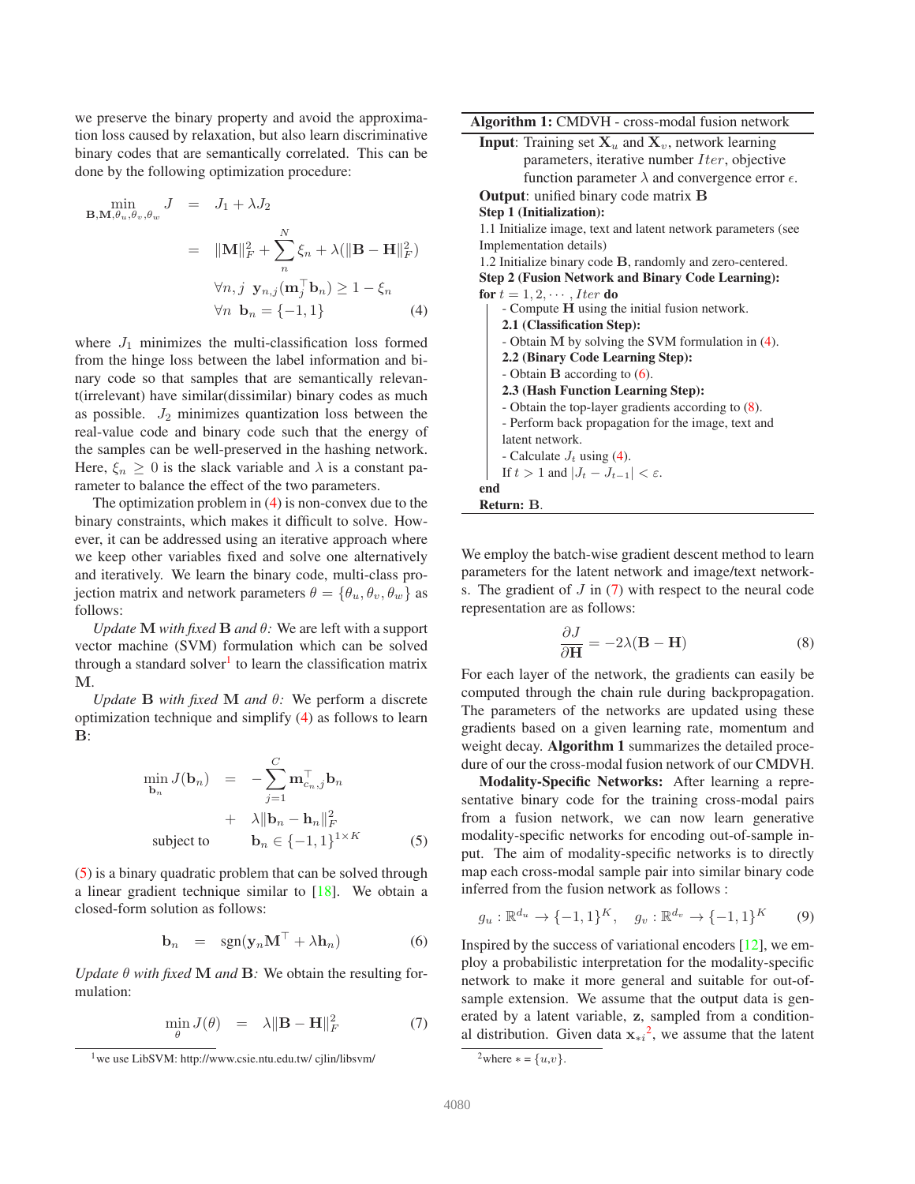we preserve the binary property and avoid the approximation loss caused by relaxation, but also learn discriminative binary codes that are semantically correlated. This can be done by the following optimization procedure:

$$
\begin{aligned}
\min_{\mathbf{B},\mathbf{M},\theta_u,\theta_v,\theta_w} J &= J_1 + \lambda J_2 \\
&= \|\mathbf{M}\|_F^2 + \sum_n^N \xi_n + \lambda(\|\mathbf{B} - \mathbf{H}\|_F^2) \\
&\quad \forall n, j \ \ \mathbf{y}_{n,j}(\mathbf{m}_j^\top \mathbf{b}_n) \geq 1 - \xi_n \\
&\quad \forall n \ \ \mathbf{b}_n = \{-1, 1\}
\end{aligned} \tag{4}
$$

where $J_1$ minimizes the multi-classification loss formed from the hinge loss between the label information and binary code so that samples that are semantically relevant(irrelevant) have similar(dissimilar) binary codes as much as possible. $J_2$ minimizes quantization loss between the real-value code and binary code such that the energy of the samples can be well-preserved in the hashing network. Here, $\xi_n \geq 0$ is the slack variable and $\lambda$ is a constant parameter to balance the effect of the two parameters.

The optimization problem in (4) is non-convex due to the binary constraints, which makes it difficult to solve. However, it can be addressed using an iterative approach where we keep other variables fixed and solve one alternatively and iteratively. We learn the binary code, multi-class projection matrix and network parameters $\theta = \{\theta_u, \theta_v, \theta_w\}$ as follows:

*Update* $\mathbf{M}$ *with fixed* $\mathbf{B}$ *and* $\theta$*:* We are left with a support vector machine (SVM) formulation which can be solved through a standard solver[1] to learn the classification matrix $\mathbf{M}$.

*Update* $\mathbf{B}$ *with fixed* $\mathbf{M}$ *and* $\theta$*:* We perform a discrete optimization technique and simplify (4) as follows to learn $\mathbf{B}$:

$$
\begin{aligned}
\min_{\mathbf{b}_n} J(\mathbf{b}_n) &= -\sum_{j=1}^C \mathbf{m}_{c_n,j}^\top \mathbf{b}_n \\
&\quad + \lambda\|\mathbf{b}_n - \mathbf{h}_n\|_F^2 \\
\text{subject to} &\quad \mathbf{b}_n \in \{-1, 1\}^{1\times K}
\end{aligned} \tag{5}
$$

(5) is a binary quadratic problem that can be solved through a linear gradient technique similar to [18]. We obtain a closed-form solution as follows:

$$
\mathbf{b}_n = \operatorname{sgn}(\mathbf{y}_n \mathbf{M}^\top + \lambda \mathbf{h}_n) \tag{6}
$$

*Update* $\theta$ *with fixed* $\mathbf{M}$ *and* $\mathbf{B}$*:* We obtain the resulting formulation:

$$
\min_\theta J(\theta) = \lambda\|\mathbf{B} - \mathbf{H}\|_F^2 \tag{7}
$$

[1] we use LibSVM: http://www.csie.ntu.edu.tw/ cjlin/libsvm/

**Algorithm 1:** CMDVH - cross-modal fusion network

**Input**: Training set $\mathbf{X}_u$ and $\mathbf{X}_v$, network learning parameters, iterative number $Iter$, objective function parameter $\lambda$ and convergence error $\epsilon$.
**Output**: unified binary code matrix $\mathbf{B}$

**Step 1 (Initialization):**
1.1 Initialize image, text and latent network parameters (see Implementation details)
1.2 Initialize binary code $\mathbf{B}$, randomly and zero-centered.

**Step 2 (Fusion Network and Binary Code Learning):**
**for** $t = 1, 2, \cdots, Iter$ **do**
- Compute $\mathbf{H}$ using the initial fusion network.

**2.1 (Classification Step):**
- Obtain $\mathbf{M}$ by solving the SVM formulation in (4).

**2.2 (Binary Code Learning Step):**
- Obtain $\mathbf{B}$ according to (6).

**2.3 (Hash Function Learning Step):**
- Obtain the top-layer gradients according to (8).
- Perform back propagation for the image, text and latent network.
- Calculate $J_t$ using (4).

If $t > 1$ and $|J_t - J_{t-1}| < \varepsilon$.
**end**
**Return:** $\mathbf{B}$.

We employ the batch-wise gradient descent method to learn parameters for the latent network and image/text networks. The gradient of $J$ in (7) with respect to the neural code representation are as follows:

$$
\frac{\partial J}{\partial \mathbf{H}} = -2\lambda(\mathbf{B} - \mathbf{H}) \tag{8}
$$

For each layer of the network, the gradients can easily be computed through the chain rule during backpropagation. The parameters of the networks are updated using these gradients based on a given learning rate, momentum and weight decay. **Algorithm 1** summarizes the detailed procedure of our the cross-modal fusion network of our CMDVH.

**Modality-Specific Networks:** After learning a representative binary code for the training cross-modal pairs from a fusion network, we can now learn generative modality-specific networks for encoding out-of-sample input. The aim of modality-specific networks is to directly map each cross-modal sample pair into similar binary code inferred from the fusion network as follows :

$$
g_u : \mathbb{R}^{d_u} \to \{-1, 1\}^K, \quad g_v : \mathbb{R}^{d_v} \to \{-1, 1\}^K \tag{9}
$$

Inspired by the success of variational encoders [12], we employ a probabilistic interpretation for the modality-specific network to make it more general and suitable for out-of-sample extension. We assume that the output data is generated by a latent variable, $\mathbf{z}$, sampled from a conditional distribution. Given data $\mathbf{x}_{*i}$[2], we assume that the latent

[2] where $* = \{u,v\}$.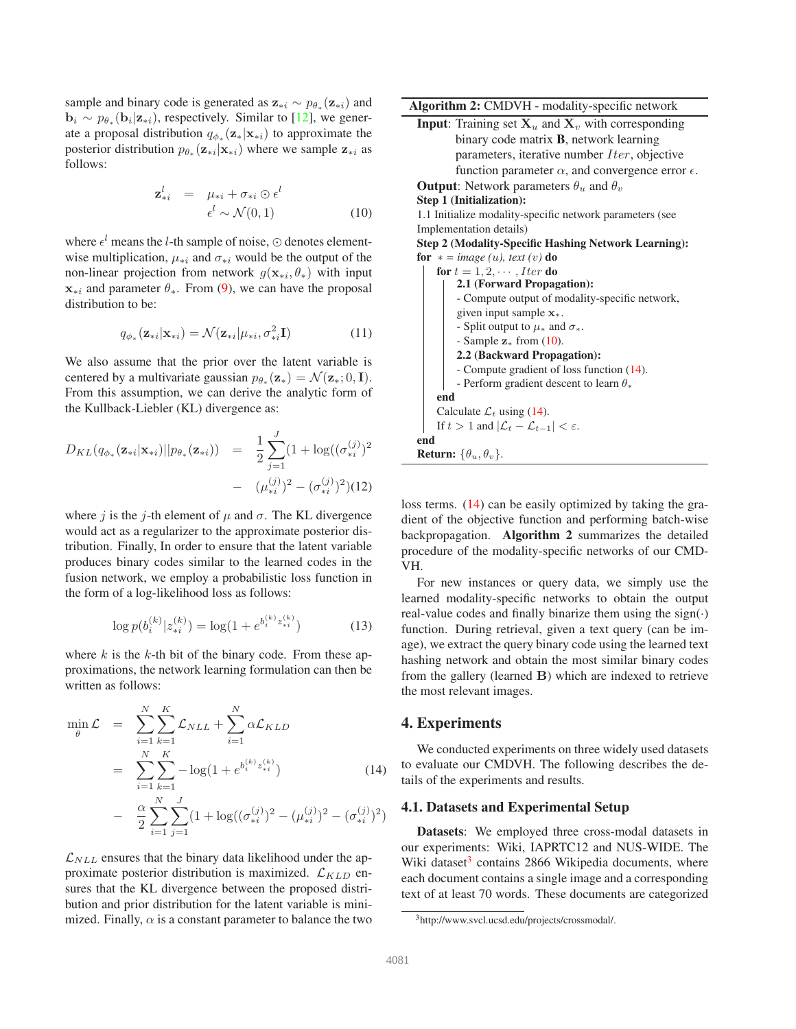sample and binary code is generated as $\mathbf{z}_{*i} \sim p_{\theta_*}(\mathbf{z}_{*i})$ and $\mathbf{b}_i \sim p_{\theta_*}(\mathbf{b}_i|\mathbf{z}_{*i})$, respectively. Similar to [12], we generate a proposal distribution $q_{\phi_*}(\mathbf{z}_*|\mathbf{x}_{*i})$ to approximate the posterior distribution $p_{\theta_*}(\mathbf{z}_{*i}|\mathbf{x}_{*i})$ where we sample $\mathbf{z}_{*i}$ as follows:

$$
\begin{aligned}
\mathbf{z}^l_{*i} &= \mu_{*i} + \sigma_{*i} \odot \epsilon^l \\
&\quad \epsilon^l \sim \mathcal{N}(0,1)
\end{aligned} \tag{10}
$$

where $\epsilon^l$ means the $l$-th sample of noise, $\odot$ denotes element-wise multiplication, $\mu_{*i}$ and $\sigma_{*i}$ would be the output of the non-linear projection from network $g(\mathbf{x}_{*i}, \theta_*)$ with input $\mathbf{x}_{*i}$ and parameter $\theta_*$. From (9), we can have the proposal distribution to be:

$$
q_{\phi_*}(\mathbf{z}_{*i}|\mathbf{x}_{*i}) = \mathcal{N}(\mathbf{z}_{*i}|\mu_{*i}, \sigma^2_{*i}\mathbf{I}) \tag{11}
$$

We also assume that the prior over the latent variable is centered by a multivariate gaussian $p_{\theta_*}(\mathbf{z}_*) = \mathcal{N}(\mathbf{z}_*; 0, \mathbf{I})$. From this assumption, we can derive the analytic form of the Kullback-Liebler (KL) divergence as:

$$
\begin{aligned}
D_{KL}(q_{\phi_*}(\mathbf{z}_{*i}|\mathbf{x}_{*i})||p_{\theta_*}(\mathbf{z}_{*i})) &= \frac{1}{2}\sum_{j=1}^{J}(1 + \log((\sigma^{(j)}_{*i})^2 \\
&- (\mu^{(j)}_{*i})^2 - (\sigma^{(j)}_{*i})^2)
\end{aligned} \tag{12}
$$

where $j$ is the $j$-th element of $\mu$ and $\sigma$. The KL divergence would act as a regularizer to the approximate posterior distribution. Finally, In order to ensure that the latent variable produces binary codes similar to the learned codes in the fusion network, we employ a probabilistic loss function in the form of a log-likelihood loss as follows:

$$
\log p(b^{(k)}_i|z^{(k)}_{*i}) = \log(1 + e^{b^{(k)}_i z^{(k)}_{*i}}) \tag{13}
$$

where $k$ is the $k$-th bit of the binary code. From these approximations, the network learning formulation can then be written as follows:

$$
\begin{aligned}
\min_{\theta} \mathcal{L} &= \sum_{i=1}^{N}\sum_{k=1}^{K}\mathcal{L}_{NLL} + \sum_{i=1}^{N}\alpha\mathcal{L}_{KLD} \\
&= \sum_{i=1}^{N}\sum_{k=1}^{K} -\log(1 + e^{b^{(k)}_i z^{(k)}_{*i}}) \\
&- \frac{\alpha}{2}\sum_{i=1}^{N}\sum_{j=1}^{J}(1 + \log((\sigma^{(j)}_{*i})^2 - (\mu^{(j)}_{*i})^2 - (\sigma^{(j)}_{*i})^2)
\end{aligned} \tag{14}
$$

$\mathcal{L}_{NLL}$ ensures that the binary data likelihood under the approximate posterior distribution is maximized. $\mathcal{L}_{KLD}$ ensures that the KL divergence between the proposed distribution and prior distribution for the latent variable is minimized. Finally, $\alpha$ is a constant parameter to balance the two loss terms. (14) can be easily optimized by taking the gradient of the objective function and performing batch-wise backpropagation. **Algorithm 2** summarizes the detailed procedure of the modality-specific networks of our CMDVH.

---

**Algorithm 2:** CMDVH - modality-specific network

**Input**: Training set $\mathbf{X}_u$ and $\mathbf{X}_v$ with corresponding binary code matrix $\mathbf{B}$, network learning parameters, iterative number $Iter$, objective function parameter $\alpha$, and convergence error $\epsilon$.

**Output**: Network parameters $\theta_u$ and $\theta_v$

**Step 1 (Initialization):**

1.1 Initialize modality-specific network parameters (see Implementation details)

**Step 2 (Modality-Specific Hashing Network Learning):**

**for** $*$ = *image* ($u$), *text* ($v$) **do**

  **for** $t = 1, 2, \cdots, Iter$ **do**

    **2.1 (Forward Propagation):**

    - Compute output of modality-specific network, given input sample $\mathbf{x}_*$.
    - Split output to $\mu_*$ and $\sigma_*$.
    - Sample $\mathbf{z}_*$ from (10).

    **2.2 (Backward Propagation):**

    - Compute gradient of loss function (14).
    - Perform gradient descent to learn $\theta_*$

  **end**

  Calculate $\mathcal{L}_t$ using (14).

  If $t > 1$ and $|\mathcal{L}_t - \mathcal{L}_{t-1}| < \varepsilon$.

**end**

**Return:** $\{\theta_u, \theta_v\}$.

---

For new instances or query data, we simply use the learned modality-specific networks to obtain the output real-value codes and finally binarize them using the sign($\cdot$) function. During retrieval, given a text query (can be image), we extract the query binary code using the learned text hashing network and obtain the most similar binary codes from the gallery (learned $\mathbf{B}$) which are indexed to retrieve the most relevant images.

## 4. Experiments

We conducted experiments on three widely used datasets to evaluate our CMDVH. The following describes the details of the experiments and results.

### 4.1. Datasets and Experimental Setup

**Datasets**: We employed three cross-modal datasets in our experiments: Wiki, IAPRTC12 and NUS-WIDE. The Wiki dataset[3] contains 2866 Wikipedia documents, where each document contains a single image and a corresponding text of at least 70 words. These documents are categorized

[3] http://www.svcl.ucsd.edu/projects/crossmodal/.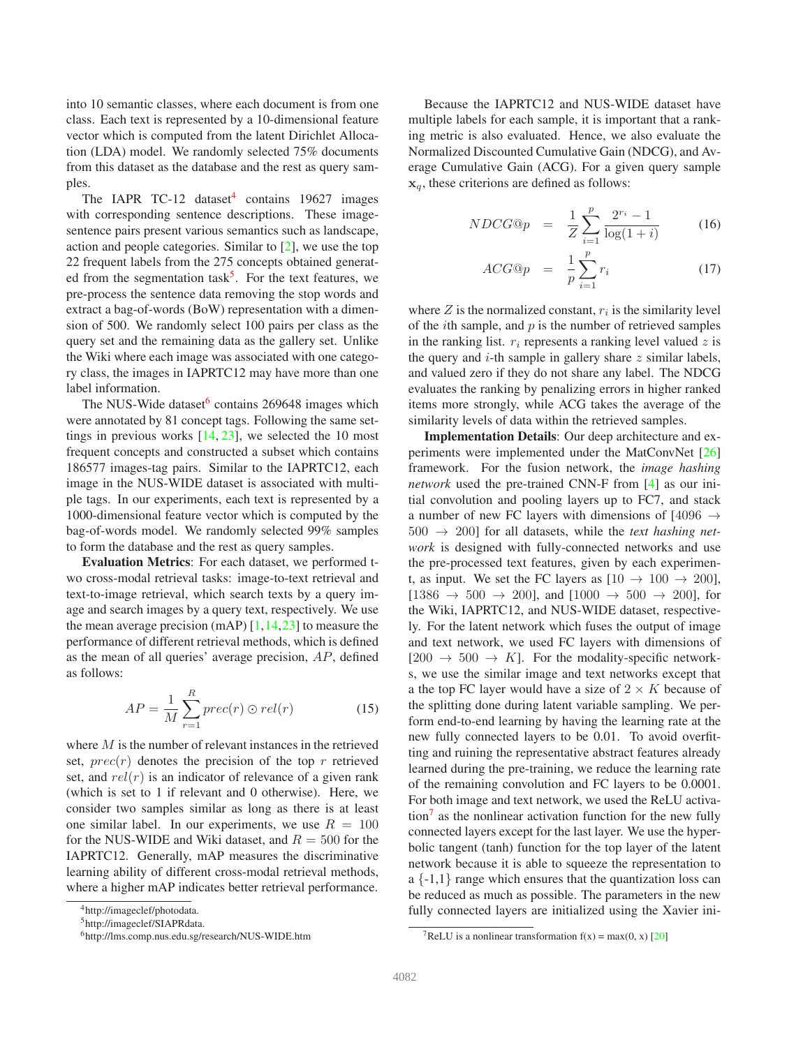into 10 semantic classes, where each document is from one class. Each text is represented by a 10-dimensional feature vector which is computed from the latent Dirichlet Allocation (LDA) model. We randomly selected 75% documents from this dataset as the database and the rest as query samples.

The IAPR TC-12 dataset[4] contains 19627 images with corresponding sentence descriptions. These image-sentence pairs present various semantics such as landscape, action and people categories. Similar to [2], we use the top 22 frequent labels from the 275 concepts obtained generated from the segmentation task[5]. For the text features, we pre-process the sentence data removing the stop words and extract a bag-of-words (BoW) representation with a dimension of 500. We randomly select 100 pairs per class as the query set and the remaining data as the gallery set. Unlike the Wiki where each image was associated with one category class, the images in IAPRTC12 may have more than one label information.

The NUS-Wide dataset[6] contains 269648 images which were annotated by 81 concept tags. Following the same settings in previous works [14, 23], we selected the 10 most frequent concepts and constructed a subset which contains 186577 images-tag pairs. Similar to the IAPRTC12, each image in the NUS-WIDE dataset is associated with multiple tags. In our experiments, each text is represented by a 1000-dimensional feature vector which is computed by the bag-of-words model. We randomly selected 99% samples to form the database and the rest as query samples.

**Evaluation Metrics**: For each dataset, we performed two cross-modal retrieval tasks: image-to-text retrieval and text-to-image retrieval, which search texts by a query image and search images by a query text, respectively. We use the mean average precision (mAP) [1,14,23] to measure the performance of different retrieval methods, which is defined as the mean of all queries' average precision, $AP$, defined as follows:

$$AP = \frac{1}{M}\sum_{r=1}^{R} prec(r) \odot rel(r) \tag{15}$$

where $M$ is the number of relevant instances in the retrieved set, $prec(r)$ denotes the precision of the top $r$ retrieved set, and $rel(r)$ is an indicator of relevance of a given rank (which is set to 1 if relevant and 0 otherwise). Here, we consider two samples similar as long as there is at least one similar label. In our experiments, we use $R = 100$ for the NUS-WIDE and Wiki dataset, and $R = 500$ for the IAPRTC12. Generally, mAP measures the discriminative learning ability of different cross-modal retrieval methods, where a higher mAP indicates better retrieval performance.

[4] http://imageclef/photodata.

[5] http://imageclef/SIAPRdata.

[6] http://lms.comp.nus.edu.sg/research/NUS-WIDE.htm

Because the IAPRTC12 and NUS-WIDE dataset have multiple labels for each sample, it is important that a ranking metric is also evaluated. Hence, we also evaluate the Normalized Discounted Cumulative Gain (NDCG), and Average Cumulative Gain (ACG). For a given query sample $\mathbf{x}_q$, these criterions are defined as follows:

$$NDCG@p = \frac{1}{Z}\sum_{i=1}^{p} \frac{2^{r_i} - 1}{\log(1+i)} \tag{16}$$

$$ACG@p = \frac{1}{p}\sum_{i=1}^{p} r_i \tag{17}$$

where $Z$ is the normalized constant, $r_i$ is the similarity level of the $i$th sample, and $p$ is the number of retrieved samples in the ranking list. $r_i$ represents a ranking level valued $z$ is the query and $i$-th sample in gallery share $z$ similar labels, and valued zero if they do not share any label. The NDCG evaluates the ranking by penalizing errors in higher ranked items more strongly, while ACG takes the average of the similarity levels of data within the retrieved samples.

**Implementation Details**: Our deep architecture and experiments were implemented under the MatConvNet [26] framework. For the fusion network, the *image hashing network* used the pre-trained CNN-F from [4] as our initial convolution and pooling layers up to FC7, and stack a number of new FC layers with dimensions of $[4096 \rightarrow 500 \rightarrow 200]$ for all datasets, while the *text hashing network* is designed with fully-connected networks and use the pre-processed text features, given by each experiment, as input. We set the FC layers as $[10 \rightarrow 100 \rightarrow 200]$, $[1386 \rightarrow 500 \rightarrow 200]$, and $[1000 \rightarrow 500 \rightarrow 200]$, for the Wiki, IAPRTC12, and NUS-WIDE dataset, respectively. For the latent network which fuses the output of image and text network, we used FC layers with dimensions of $[200 \rightarrow 500 \rightarrow K]$. For the modality-specific networks, we use the similar image and text networks except that a the top FC layer would have a size of $2 \times K$ because of the splitting done during latent variable sampling. We perform end-to-end learning by having the learning rate at the new fully connected layers to be 0.01. To avoid overfitting and ruining the representative abstract features already learned during the pre-training, we reduce the learning rate of the remaining convolution and FC layers to be 0.0001. For both image and text network, we used the ReLU activation[7] as the nonlinear activation function for the new fully connected layers except for the last layer. We use the hyperbolic tangent (tanh) function for the top layer of the latent network because it is able to squeeze the representation to a {-1,1} range which ensures that the quantization loss can be reduced as much as possible. The parameters in the new fully connected layers are initialized using the Xavier ini-

[7] ReLU is a nonlinear transformation f(x) = max(0, x) [20]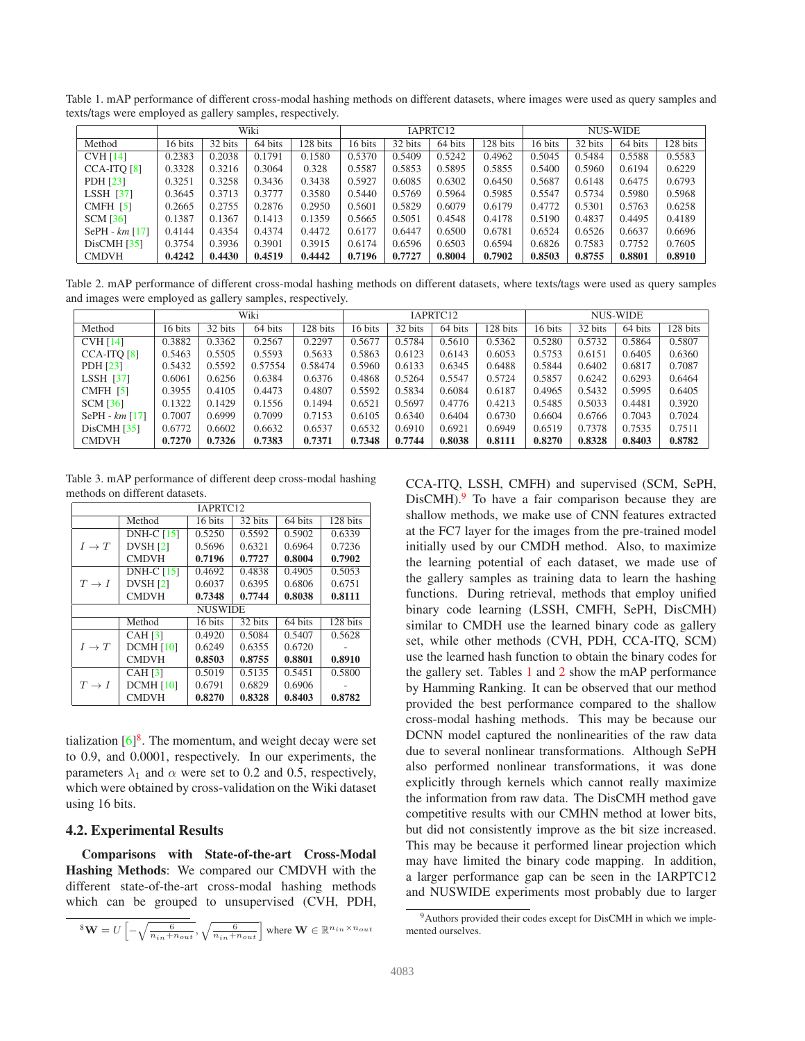Table 1. mAP performance of different cross-modal hashing methods on different datasets, where images were used as query samples and texts/tags were employed as gallery samples, respectively.

| | Wiki | | | | IAPRTC12 | | | | NUS-WIDE | | | |
|---|---|---|---|---|---|---|---|---|---|---|---|---|
| Method | 16 bits | 32 bits | 64 bits | 128 bits | 16 bits | 32 bits | 64 bits | 128 bits | 16 bits | 32 bits | 64 bits | 128 bits |
| CVH [14] | 0.2383 | 0.2038 | 0.1791 | 0.1580 | 0.5370 | 0.5409 | 0.5242 | 0.4962 | 0.5045 | 0.5484 | 0.5588 | 0.5583 |
| CCA-ITQ [8] | 0.3328 | 0.3216 | 0.3064 | 0.328 | 0.5587 | 0.5853 | 0.5895 | 0.5855 | 0.5400 | 0.5960 | 0.6194 | 0.6229 |
| PDH [23] | 0.3251 | 0.3258 | 0.3436 | 0.3438 | 0.5927 | 0.6085 | 0.6302 | 0.6450 | 0.5687 | 0.6148 | 0.6475 | 0.6793 |
| LSSH [37] | 0.3645 | 0.3713 | 0.3777 | 0.3580 | 0.5440 | 0.5769 | 0.5964 | 0.5985 | 0.5547 | 0.5734 | 0.5980 | 0.5968 |
| CMFH [5] | 0.2665 | 0.2755 | 0.2876 | 0.2950 | 0.5601 | 0.5829 | 0.6079 | 0.6179 | 0.4772 | 0.5301 | 0.5763 | 0.6258 |
| SCM [36] | 0.1387 | 0.1367 | 0.1413 | 0.1359 | 0.5665 | 0.5051 | 0.4548 | 0.4178 | 0.5190 | 0.4837 | 0.4495 | 0.4189 |
| SePH - *km* [17] | 0.4144 | 0.4354 | 0.4374 | 0.4472 | 0.6177 | 0.6447 | 0.6500 | 0.6781 | 0.6524 | 0.6526 | 0.6637 | 0.6696 |
| DisCMH [35] | 0.3754 | 0.3936 | 0.3901 | 0.3915 | 0.6174 | 0.6596 | 0.6503 | 0.6594 | 0.6826 | 0.7583 | 0.7752 | 0.7605 |
| CMDVH | **0.4242** | **0.4430** | **0.4519** | **0.4442** | **0.7196** | **0.7727** | **0.8004** | **0.7902** | **0.8503** | **0.8755** | **0.8801** | **0.8910** |

Table 2. mAP performance of different cross-modal hashing methods on different datasets, where texts/tags were used as query samples and images were employed as gallery samples, respectively.

| | Wiki | | | | IAPRTC12 | | | | NUS-WIDE | | | |
|---|---|---|---|---|---|---|---|---|---|---|---|---|
| Method | 16 bits | 32 bits | 64 bits | 128 bits | 16 bits | 32 bits | 64 bits | 128 bits | 16 bits | 32 bits | 64 bits | 128 bits |
| CVH [14] | 0.3882 | 0.3362 | 0.2567 | 0.2297 | 0.5677 | 0.5784 | 0.5610 | 0.5362 | 0.5280 | 0.5732 | 0.5864 | 0.5807 |
| CCA-ITQ [8] | 0.5463 | 0.5505 | 0.5593 | 0.5633 | 0.5863 | 0.6123 | 0.6143 | 0.6053 | 0.5753 | 0.6151 | 0.6405 | 0.6360 |
| PDH [23] | 0.5432 | 0.5592 | 0.57554 | 0.58474 | 0.5960 | 0.6133 | 0.6345 | 0.6488 | 0.5844 | 0.6402 | 0.6817 | 0.7087 |
| LSSH [37] | 0.6061 | 0.6256 | 0.6384 | 0.6376 | 0.4868 | 0.5264 | 0.5547 | 0.5724 | 0.5857 | 0.6242 | 0.6293 | 0.6464 |
| CMFH [5] | 0.3955 | 0.4105 | 0.4473 | 0.4807 | 0.5592 | 0.5834 | 0.6084 | 0.6187 | 0.4965 | 0.5432 | 0.5995 | 0.6405 |
| SCM [36] | 0.1322 | 0.1429 | 0.1556 | 0.1494 | 0.6521 | 0.5697 | 0.4776 | 0.4213 | 0.5485 | 0.5033 | 0.4481 | 0.3920 |
| SePH - *km* [17] | 0.7007 | 0.6999 | 0.7099 | 0.7153 | 0.6105 | 0.6340 | 0.6404 | 0.6730 | 0.6604 | 0.6766 | 0.7043 | 0.7024 |
| DisCMH [35] | 0.6772 | 0.6602 | 0.6632 | 0.6537 | 0.6532 | 0.6910 | 0.6921 | 0.6949 | 0.6519 | 0.7378 | 0.7535 | 0.7511 |
| CMDVH | **0.7270** | **0.7326** | **0.7383** | **0.7371** | **0.7348** | **0.7744** | **0.8038** | **0.8111** | **0.8270** | **0.8328** | **0.8403** | **0.8782** |

Table 3. mAP performance of different deep cross-modal hashing methods on different datasets.

| IAPRTC12 | | | | | |
|---|---|---|---|---|---|
| | Method | 16 bits | 32 bits | 64 bits | 128 bits |
| $I \rightarrow T$ | DNH-C [15] | 0.5250 | 0.5592 | 0.5902 | 0.6339 |
| | DVSH [2] | 0.5696 | 0.6321 | 0.6964 | 0.7236 |
| | CMDVH | **0.7196** | **0.7727** | **0.8004** | **0.7902** |
| $T \rightarrow I$ | DNH-C [15] | 0.4692 | 0.4838 | 0.4905 | 0.5053 |
| | DVSH [2] | 0.6037 | 0.6395 | 0.6806 | 0.6751 |
| | CMDVH | **0.7348** | **0.7744** | **0.8038** | **0.8111** |
| NUSWIDE | | | | | |
| | Method | 16 bits | 32 bits | 64 bits | 128 bits |
| $I \rightarrow T$ | CAH [3] | 0.4920 | 0.5084 | 0.5407 | 0.5628 |
| | DCMH [10] | 0.6249 | 0.6355 | 0.6720 | - |
| | CMDVH | **0.8503** | **0.8755** | **0.8801** | **0.8910** |
| $T \rightarrow I$ | CAH [3] | 0.5019 | 0.5135 | 0.5451 | 0.5800 |
| | DCMH [10] | 0.6791 | 0.6829 | 0.6906 | - |
| | CMDVH | **0.8270** | **0.8328** | **0.8403** | **0.8782** |

tialization [6][8]. The momentum, and weight decay were set to 0.9, and 0.0001, respectively. In our experiments, the parameters $\lambda_1$ and $\alpha$ were set to 0.2 and 0.5, respectively, which were obtained by cross-validation on the Wiki dataset using 16 bits.

## 4.2. Experimental Results

**Comparisons with State-of-the-art Cross-Modal Hashing Methods**: We compared our CMDVH with the different state-of-the-art cross-modal hashing methods which can be grouped to unsupervised (CVH, PDH, CCA-ITQ, LSSH, CMFH) and supervised (SCM, SePH, DisCMH).[9] To have a fair comparison because they are shallow methods, we make use of CNN features extracted at the FC7 layer for the images from the pre-trained model initially used by our CMDH method. Also, to maximize the learning potential of each dataset, we made use of the gallery samples as training data to learn the hashing functions. During retrieval, methods that employ unified binary code learning (LSSH, CMFH, SePH, DisCMH) similar to CMDH use the learned binary code as gallery set, while other methods (CVH, PDH, CCA-ITQ, SCM) use the learned hash function to obtain the binary codes for the gallery set. Tables 1 and 2 show the mAP performance by Hamming Ranking. It can be observed that our method provided the best performance compared to the shallow cross-modal hashing methods. This may be because our DCNN model captured the nonlinearities of the raw data due to several nonlinear transformations. Although SePH also performed nonlinear transformations, it was done explicitly through kernels which cannot really maximize the information from raw data. The DisCMH method gave competitive results with our CMHN method at lower bits, but did not consistently improve as the bit size increased. This may be because it performed linear projection which may have limited the binary code mapping. In addition, a larger performance gap can be seen in the IARPTC12 and NUSWIDE experiments most probably due to larger

[8] $\mathbf{W} = U\left[-\sqrt{\frac{6}{n_{in}+n_{out}}}, \sqrt{\frac{6}{n_{in}+n_{out}}}\right]$ where $\mathbf{W} \in \mathbb{R}^{n_{in} \times n_{out}}$

[9] Authors provided their codes except for DisCMH in which we implemented ourselves.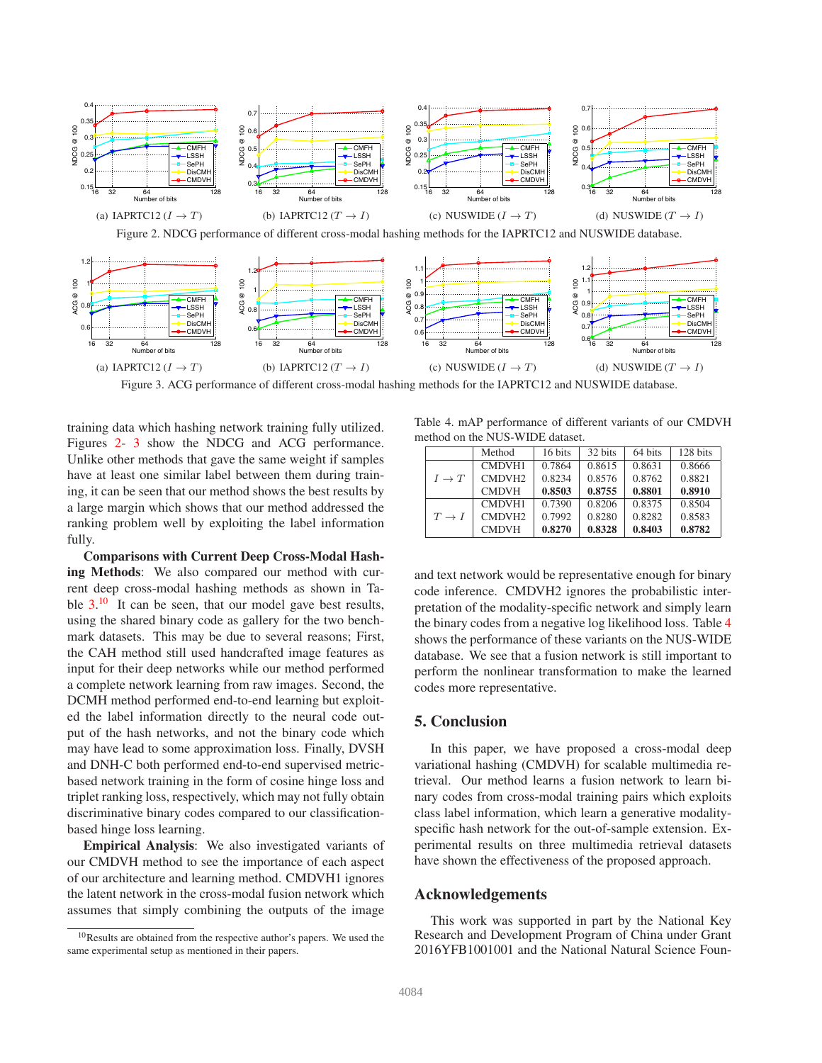(a) IAPRTC12 ($I \rightarrow T$) (b) IAPRTC12 ($T \rightarrow I$) (c) NUSWIDE ($I \rightarrow T$) (d) NUSWIDE ($T \rightarrow I$)

Figure 2. NDCG performance of different cross-modal hashing methods for the IAPRTC12 and NUSWIDE database.

(a) IAPRTC12 ($I \rightarrow T$) (b) IAPRTC12 ($T \rightarrow I$) (c) NUSWIDE ($I \rightarrow T$) (d) NUSWIDE ($T \rightarrow I$)

Figure 3. ACG performance of different cross-modal hashing methods for the IAPRTC12 and NUSWIDE database.

training data which hashing network training fully utilized. Figures 2- 3 show the NDCG and ACG performance. Unlike other methods that gave the same weight if samples have at least one similar label between them during training, it can be seen that our method shows the best results by a large margin which shows that our method addressed the ranking problem well by exploiting the label information fully.

**Comparisons with Current Deep Cross-Modal Hashing Methods**: We also compared our method with current deep cross-modal hashing methods as shown in Table 3.[10] It can be seen, that our model gave best results, using the shared binary code as gallery for the two benchmark datasets. This may be due to several reasons; First, the CAH method still used handcrafted image features as input for their deep networks while our method performed a complete network learning from raw images. Second, the DCMH method performed end-to-end learning but exploited the label information directly to the neural code output of the hash networks, and not the binary code which may have lead to some approximation loss. Finally, DVSH and DNH-C both performed end-to-end supervised metric-based network training in the form of cosine hinge loss and triplet ranking loss, respectively, which may not fully obtain discriminative binary codes compared to our classification-based hinge loss learning.

**Empirical Analysis**: We also investigated variants of our CMDVH method to see the importance of each aspect of our architecture and learning method. CMDVH1 ignores the latent network in the cross-modal fusion network which assumes that simply combining the outputs of the image and text network would be representative enough for binary code inference. CMDVH2 ignores the probabilistic interpretation of the modality-specific network and simply learn the binary codes from a negative log likelihood loss. Table 4 shows the performance of these variants on the NUS-WIDE database. We see that a fusion network is still important to perform the nonlinear transformation to make the learned codes more representative.

[10] Results are obtained from the respective author's papers. We used the same experimental setup as mentioned in their papers.

Table 4. mAP performance of different variants of our CMDVH method on the NUS-WIDE dataset.

| | Method | 16 bits | 32 bits | 64 bits | 128 bits |
|---|---|---|---|---|---|
| $I \rightarrow T$ | CMDVH1 | 0.7864 | 0.8615 | 0.8631 | 0.8666 |
| | CMDVH2 | 0.8234 | 0.8576 | 0.8762 | 0.8821 |
| | CMDVH | **0.8503** | **0.8755** | **0.8801** | **0.8910** |
| $T \rightarrow I$ | CMDVH1 | 0.7390 | 0.8206 | 0.8375 | 0.8504 |
| | CMDVH2 | 0.7992 | 0.8280 | 0.8282 | 0.8583 |
| | CMDVH | **0.8270** | **0.8328** | **0.8403** | **0.8782** |

## 5. Conclusion

In this paper, we have proposed a cross-modal deep variational hashing (CMDVH) for scalable multimedia retrieval. Our method learns a fusion network to learn binary codes from cross-modal training pairs which exploits class label information, which learn a generative modality-specific hash network for the out-of-sample extension. Experimental results on three multimedia retrieval datasets have shown the effectiveness of the proposed approach.

## Acknowledgements

This work was supported in part by the National Key Research and Development Program of China under Grant 2016YFB1001001 and the National Natural Science Foun-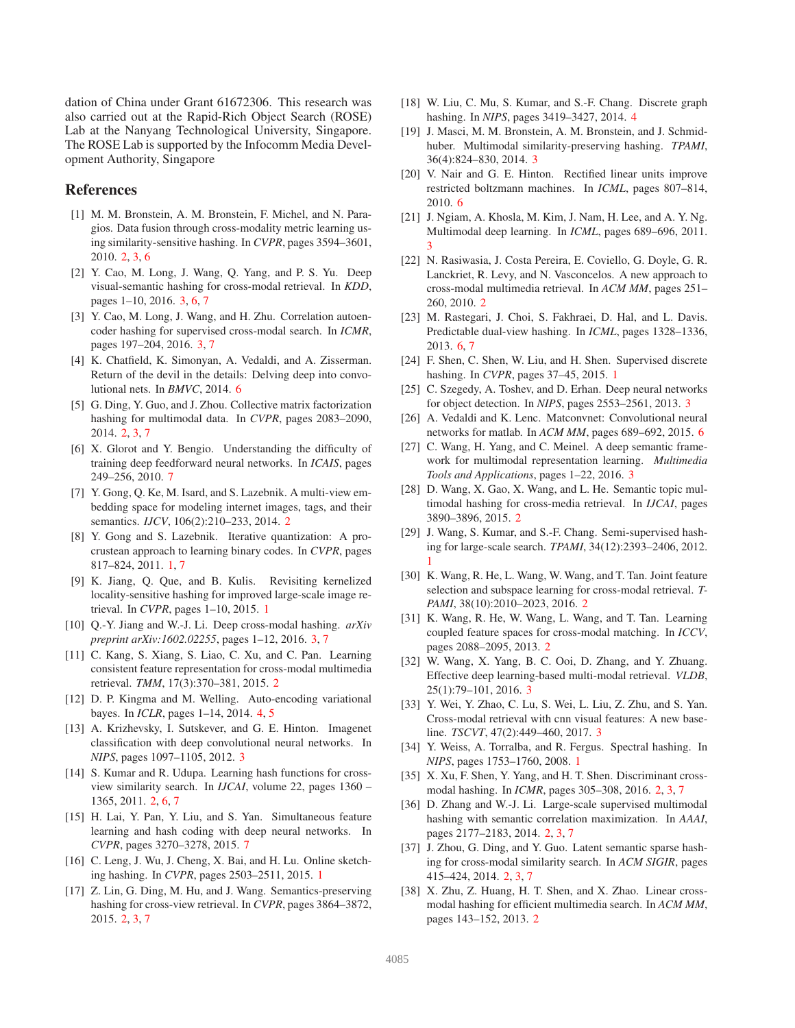dation of China under Grant 61672306. This research was also carried out at the Rapid-Rich Object Search (ROSE) Lab at the Nanyang Technological University, Singapore. The ROSE Lab is supported by the Infocomm Media Development Authority, Singapore

## References

[1] M. M. Bronstein, A. M. Bronstein, F. Michel, and N. Paragios. Data fusion through cross-modality metric learning using similarity-sensitive hashing. In *CVPR*, pages 3594–3601, 2010. 2, 3, 6

[2] Y. Cao, M. Long, J. Wang, Q. Yang, and P. S. Yu. Deep visual-semantic hashing for cross-modal retrieval. In *KDD*, pages 1–10, 2016. 3, 6, 7

[3] Y. Cao, M. Long, J. Wang, and H. Zhu. Correlation autoencoder hashing for supervised cross-modal search. In *ICMR*, pages 197–204, 2016. 3, 7

[4] K. Chatfield, K. Simonyan, A. Vedaldi, and A. Zisserman. Return of the devil in the details: Delving deep into convolutional nets. In *BMVC*, 2014. 6

[5] G. Ding, Y. Guo, and J. Zhou. Collective matrix factorization hashing for multimodal data. In *CVPR*, pages 2083–2090, 2014. 2, 3, 7

[6] X. Glorot and Y. Bengio. Understanding the difficulty of training deep feedforward neural networks. In *ICAIS*, pages 249–256, 2010. 7

[7] Y. Gong, Q. Ke, M. Isard, and S. Lazebnik. A multi-view embedding space for modeling internet images, tags, and their semantics. *IJCV*, 106(2):210–233, 2014. 2

[8] Y. Gong and S. Lazebnik. Iterative quantization: A procrustean approach to learning binary codes. In *CVPR*, pages 817–824, 2011. 1, 7

[9] K. Jiang, Q. Que, and B. Kulis. Revisiting kernelized locality-sensitive hashing for improved large-scale image retrieval. In *CVPR*, pages 1–10, 2015. 1

[10] Q.-Y. Jiang and W.-J. Li. Deep cross-modal hashing. *arXiv preprint arXiv:1602.02255*, pages 1–12, 2016. 3, 7

[11] C. Kang, S. Xiang, S. Liao, C. Xu, and C. Pan. Learning consistent feature representation for cross-modal multimedia retrieval. *TMM*, 17(3):370–381, 2015. 2

[12] D. P. Kingma and M. Welling. Auto-encoding variational bayes. In *ICLR*, pages 1–14, 2014. 4, 5

[13] A. Krizhevsky, I. Sutskever, and G. E. Hinton. Imagenet classification with deep convolutional neural networks. In *NIPS*, pages 1097–1105, 2012. 3

[14] S. Kumar and R. Udupa. Learning hash functions for cross-view similarity search. In *IJCAI*, volume 22, pages 1360 – 1365, 2011. 2, 6, 7

[15] H. Lai, Y. Pan, Y. Liu, and S. Yan. Simultaneous feature learning and hash coding with deep neural networks. In *CVPR*, pages 3270–3278, 2015. 7

[16] C. Leng, J. Wu, J. Cheng, X. Bai, and H. Lu. Online sketching hashing. In *CVPR*, pages 2503–2511, 2015. 1

[17] Z. Lin, G. Ding, M. Hu, and J. Wang. Semantics-preserving hashing for cross-view retrieval. In *CVPR*, pages 3864–3872, 2015. 2, 3, 7

[18] W. Liu, C. Mu, S. Kumar, and S.-F. Chang. Discrete graph hashing. In *NIPS*, pages 3419–3427, 2014. 4

[19] J. Masci, M. M. Bronstein, A. M. Bronstein, and J. Schmidhuber. Multimodal similarity-preserving hashing. *TPAMI*, 36(4):824–830, 2014. 3

[20] V. Nair and G. E. Hinton. Rectified linear units improve restricted boltzmann machines. In *ICML*, pages 807–814, 2010. 6

[21] J. Ngiam, A. Khosla, M. Kim, J. Nam, H. Lee, and A. Y. Ng. Multimodal deep learning. In *ICML*, pages 689–696, 2011. 3

[22] N. Rasiwasia, J. Costa Pereira, E. Coviello, G. Doyle, G. R. Lanckriet, R. Levy, and N. Vasconcelos. A new approach to cross-modal multimedia retrieval. In *ACM MM*, pages 251–260, 2010. 2

[23] M. Rastegari, J. Choi, S. Fakhraei, D. Hal, and L. Davis. Predictable dual-view hashing. In *ICML*, pages 1328–1336, 2013. 6, 7

[24] F. Shen, C. Shen, W. Liu, and H. Shen. Supervised discrete hashing. In *CVPR*, pages 37–45, 2015. 1

[25] C. Szegedy, A. Toshev, and D. Erhan. Deep neural networks for object detection. In *NIPS*, pages 2553–2561, 2013. 3

[26] A. Vedaldi and K. Lenc. Matconvnet: Convolutional neural networks for matlab. In *ACM MM*, pages 689–692, 2015. 6

[27] C. Wang, H. Yang, and C. Meinel. A deep semantic framework for multimodal representation learning. *Multimedia Tools and Applications*, pages 1–22, 2016. 3

[28] D. Wang, X. Gao, X. Wang, and L. He. Semantic topic multimodal hashing for cross-media retrieval. In *IJCAI*, pages 3890–3896, 2015. 2

[29] J. Wang, S. Kumar, and S.-F. Chang. Semi-supervised hashing for large-scale search. *TPAMI*, 34(12):2393–2406, 2012. 1

[30] K. Wang, R. He, L. Wang, W. Wang, and T. Tan. Joint feature selection and subspace learning for cross-modal retrieval. *T-PAMI*, 38(10):2010–2023, 2016. 2

[31] K. Wang, R. He, W. Wang, L. Wang, and T. Tan. Learning coupled feature spaces for cross-modal matching. In *ICCV*, pages 2088–2095, 2013. 2

[32] W. Wang, X. Yang, B. C. Ooi, D. Zhang, and Y. Zhuang. Effective deep learning-based multi-modal retrieval. *VLDB*, 25(1):79–101, 2016. 3

[33] Y. Wei, Y. Zhao, C. Lu, S. Wei, L. Liu, Z. Zhu, and S. Yan. Cross-modal retrieval with cnn visual features: A new baseline. *TSCVT*, 47(2):449–460, 2017. 3

[34] Y. Weiss, A. Torralba, and R. Fergus. Spectral hashing. In *NIPS*, pages 1753–1760, 2008. 1

[35] X. Xu, F. Shen, Y. Yang, and H. T. Shen. Discriminant cross-modal hashing. In *ICMR*, pages 305–308, 2016. 2, 3, 7

[36] D. Zhang and W.-J. Li. Large-scale supervised multimodal hashing with semantic correlation maximization. In *AAAI*, pages 2177–2183, 2014. 2, 3, 7

[37] J. Zhou, G. Ding, and Y. Guo. Latent semantic sparse hashing for cross-modal similarity search. In *ACM SIGIR*, pages 415–424, 2014. 2, 3, 7

[38] X. Zhu, Z. Huang, H. T. Shen, and X. Zhao. Linear cross-modal hashing for efficient multimedia search. In *ACM MM*, pages 143–152, 2013. 2